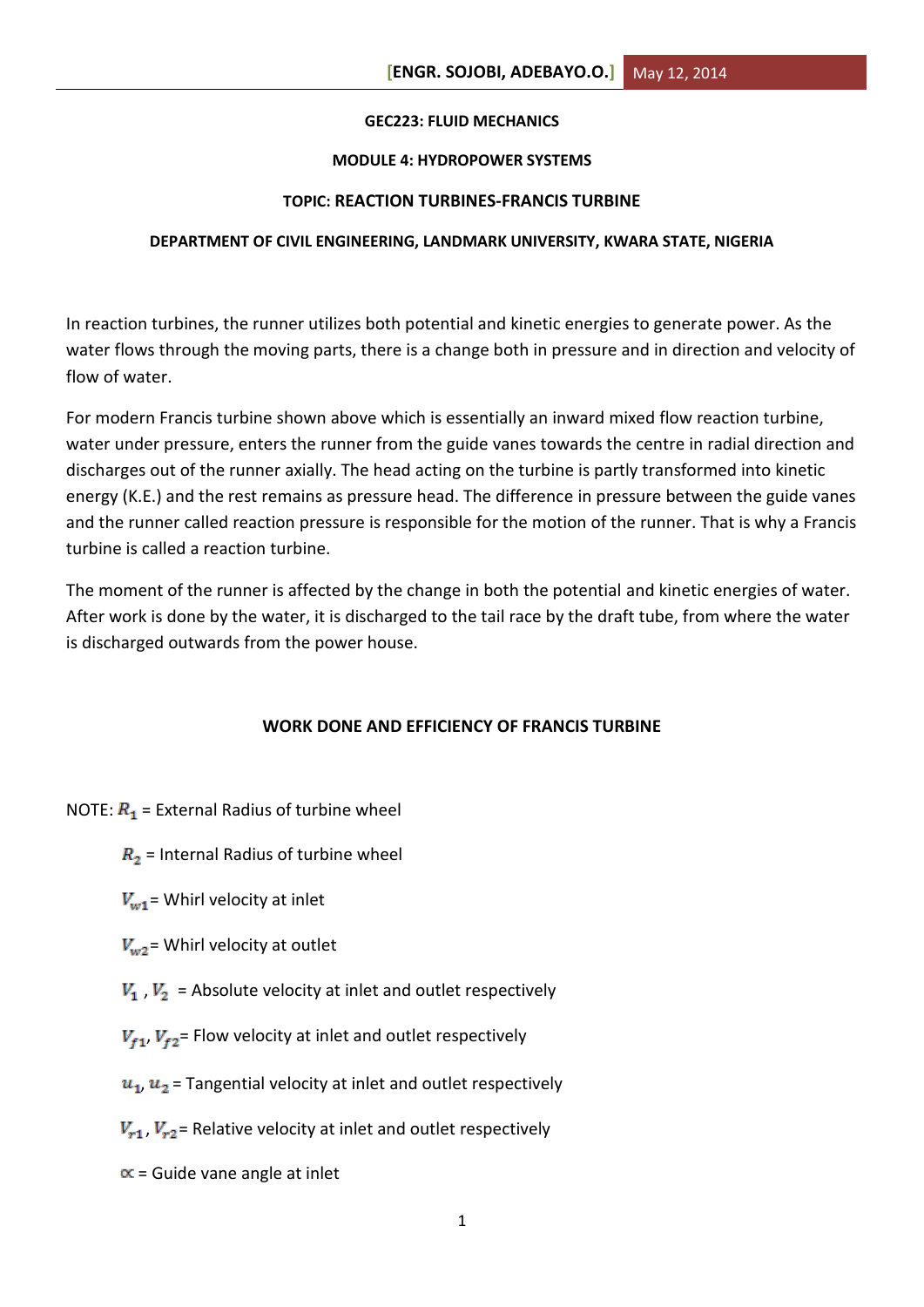**GEC223: FLUID MECHANICS**

**MODULE 4: HYDROPOWER SYSTEMS**

**TOPIC: REACTION TURBINES-FRANCIS TURBINE**

**DEPARTMENT OF CIVIL ENGINEERING, LANDMARK UNIVERSITY, KWARA STATE, NIGERIA**

In reaction turbines, the runner utilizes both potential and kinetic energies to generate power. As the water flows through the moving parts, there is a change both in pressure and in direction and velocity of flow of water.

For modern Francis turbine shown above which is essentially an inward mixed flow reaction turbine, water under pressure, enters the runner from the guide vanes towards the centre in radial direction and discharges out of the runner axially. The head acting on the turbine is partly transformed into kinetic energy (K.E.) and the rest remains as pressure head. The difference in pressure between the guide vanes and the runner called reaction pressure is responsible for the motion of the runner. That is why a Francis turbine is called a reaction turbine.

The moment of the runner is affected by the change in both the potential and kinetic energies of water. After work is done by the water, it is discharged to the tail race by the draft tube, from where the water is discharged outwards from the power house.

## WORK DONE AND EFFICIENCY OF FRANCIS TURBINE

NOTE: $R_1$ = External Radius of turbine wheel

$R_2$ = Internal Radius of turbine wheel

$V_{w1}$ = Whirl velocity at inlet

$V_{w2}$ = Whirl velocity at outlet

$V_1$ , $V_2$ = Absolute velocity at inlet and outlet respectively

$V_{f1}$, $V_{f2}$ = Flow velocity at inlet and outlet respectively

$u_1$, $u_2$ = Tangential velocity at inlet and outlet respectively

$V_{r1}$, $V_{r2}$ = Relative velocity at inlet and outlet respectively

$\alpha$ = Guide vane angle at inlet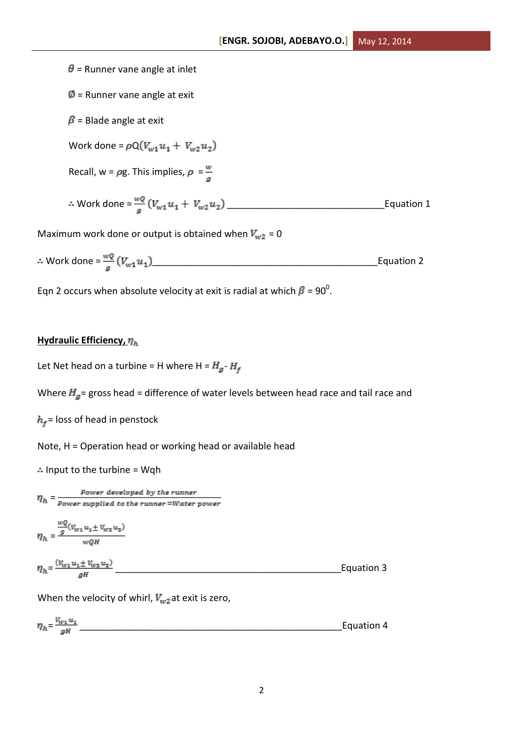$\theta$ = Runner vane angle at inlet

$\emptyset$ = Runner vane angle at exit

$\beta$ = Blade angle at exit

Work done = $\rho Q(V_{w1}u_1 + V_{w2}u_2)$

Recall, w = $\rho$g. This implies, $\rho = \frac{w}{g}$

$\therefore$ Work done = $\frac{wQ}{g}(V_{w1}u_1 + V_{w2}u_2)$ ________________________________Equation 1

Maximum work done or output is obtained when $V_{w2}$ = 0

$\therefore$ Work done = $\frac{wQ}{g}(V_{w1}u_1)$_____________________________________________Equation 2

Eqn 2 occurs when absolute velocity at exit is radial at which $\beta$ = $90^0$.

**Hydraulic Efficiency, $\eta_h$**

Let Net head on a turbine = H where H = $H_g$ - $H_f$

Where $H_g$= gross head = difference of water levels between head race and tail race and

$h_f$= loss of head in penstock

Note, H = Operation head or working head or available head

$\therefore$ Input to the turbine = Wqh

$$\eta_h = \frac{\text{Power developed by the runner}}{\text{Power supplied to the runner} = \text{Water power}}$$

$$\eta_h = \frac{\frac{wQ}{g}(V_{w1}u_1 \pm V_{w2}u_2)}{wQH}$$

$\eta_h = \frac{(V_{w1}u_1 \pm V_{w2}u_2)}{gH}$ ______________________________________________Equation 3

When the velocity of whirl, $V_{w2}$ at exit is zero,

$\eta_h = \frac{V_{w1}u_1}{gH}$ _____________________________________________________Equation 4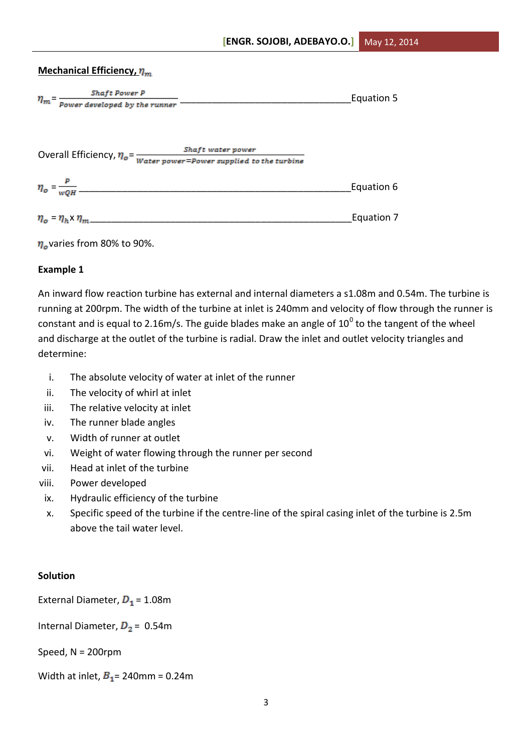**Mechanical Efficiency, $\eta_m$**

$$\eta_m = \frac{Shaft\ Power\ P}{Power\ developed\ by\ the\ runner} \quad \text{———————— Equation 5}$$

Overall Efficiency, $\eta_o = \frac{Shaft\ water\ power}{Water\ power = Power\ supplied\ to\ the\ turbine}$

$$\eta_o = \frac{P}{wQH} \quad \text{———————— Equation 6}$$

$$\eta_o = \eta_h \times \eta_m \quad \text{———————— Equation 7}$$

$\eta_o$ varies from 80% to 90%.

**Example 1**

An inward flow reaction turbine has external and internal diameters a s1.08m and 0.54m. The turbine is running at 200rpm. The width of the turbine at inlet is 240mm and velocity of flow through the runner is constant and is equal to 2.16m/s. The guide blades make an angle of $10^0$ to the tangent of the wheel and discharge at the outlet of the turbine is radial. Draw the inlet and outlet velocity triangles and determine:

i. The absolute velocity of water at inlet of the runner
ii. The velocity of whirl at inlet
iii. The relative velocity at inlet
iv. The runner blade angles
v. Width of runner at outlet
vi. Weight of water flowing through the runner per second
vii. Head at inlet of the turbine
viii. Power developed
ix. Hydraulic efficiency of the turbine
x. Specific speed of the turbine if the centre-line of the spiral casing inlet of the turbine is 2.5m above the tail water level.

**Solution**

External Diameter, $D_1$ = 1.08m

Internal Diameter, $D_2$ = 0.54m

Speed, N = 200rpm

Width at inlet, $B_1$ = 240mm = 0.24m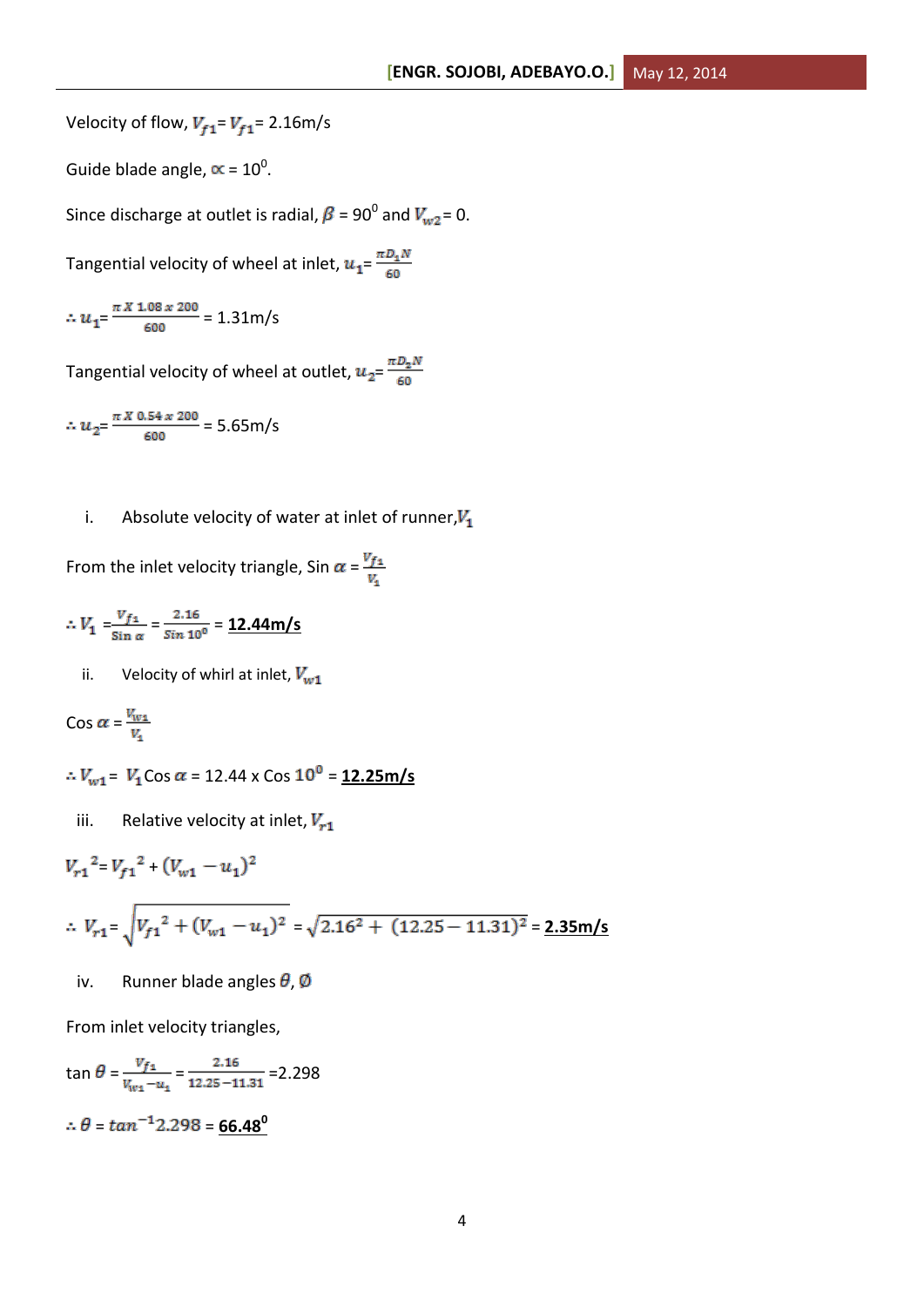Velocity of flow, $V_{f1} = V_{f1} = 2.16\text{m/s}$

Guide blade angle, $\propto = 10^0$.

Since discharge at outlet is radial, $\beta = 90^0$ and $V_{w2} = 0$.

Tangential velocity of wheel at inlet, $u_1 = \frac{\pi D_1 N}{60}$

$\therefore u_1 = \frac{\pi X\ 1.08\ x\ 200}{600} = 1.31\text{m/s}$

Tangential velocity of wheel at outlet, $u_2 = \frac{\pi D_2 N}{60}$

$\therefore u_2 = \frac{\pi X\ 0.54\ x\ 200}{600} = 5.65\text{m/s}$

i. Absolute velocity of water at inlet of runner, $V_1$

From the inlet velocity triangle, Sin $\alpha = \frac{V_{f1}}{V_1}$

$\therefore V_1 = \frac{V_{f1}}{\text{Sin}\ \alpha} = \frac{2.16}{Sin\ 10^0} =$ **12.44m/s**

ii. Velocity of whirl at inlet, $V_{w1}$

Cos $\alpha = \frac{V_{w1}}{V_1}$

$\therefore V_{w1} = V_1 \text{Cos}\ \alpha = 12.44 \text{ x Cos } 10^0 =$ **12.25m/s**

iii. Relative velocity at inlet, $V_{r1}$

$$V_{r1}{}^2 = V_{f1}{}^2 + (V_{w1} - u_1)^2$$

$$\therefore V_{r1} = \sqrt{V_{f1}{}^2 + (V_{w1} - u_1)^2} = \sqrt{2.16^2 + (12.25 - 11.31)^2} = \underline{2.35\text{m/s}}$$

iv. Runner blade angles $\theta$, $\emptyset$

From inlet velocity triangles,

$$\tan \theta = \frac{V_{f1}}{V_{w1} - u_1} = \frac{2.16}{12.25 - 11.31} = 2.298$$

$$\therefore \theta = tan^{-1} 2.298 = \underline{66.48^0}$$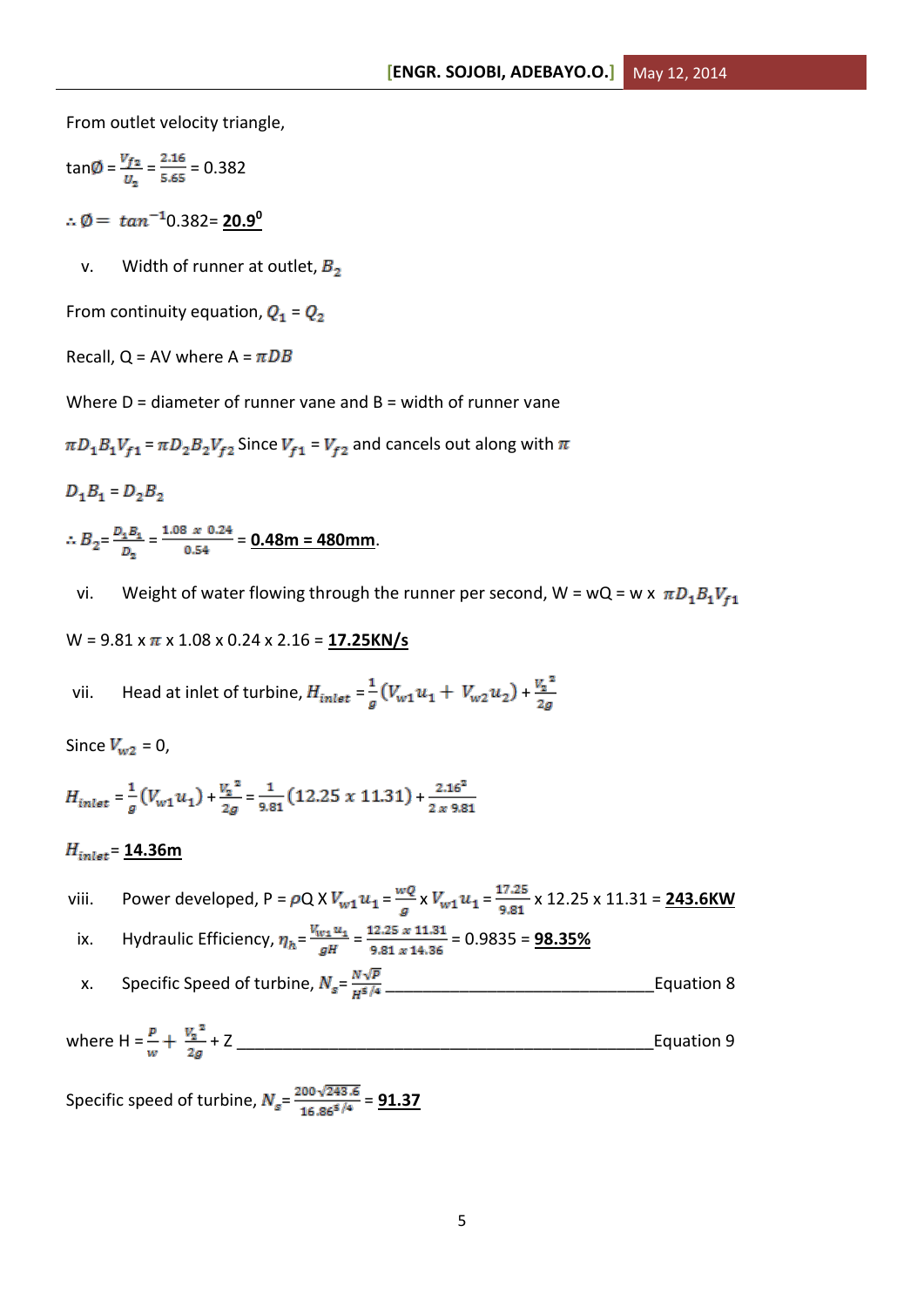From outlet velocity triangle,

$\tan\emptyset = \frac{V_{f2}}{U_2} = \frac{2.16}{5.65} = 0.382$

$\therefore \emptyset = \tan^{-1} 0.382 =$ **<u>$20.9^0$</u>**

v. Width of runner at outlet, $B_2$

From continuity equation, $Q_1 = Q_2$

Recall, Q = AV where A = $\pi DB$

Where D = diameter of runner vane and B = width of runner vane

$\pi D_1 B_1 V_{f1} = \pi D_2 B_2 V_{f2}$ Since $V_{f1} = V_{f2}$ and cancels out along with $\pi$

$D_1 B_1 = D_2 B_2$

$\therefore B_2 = \frac{D_1 B_1}{D_2} = \frac{1.08 \ x \ 0.24}{0.54} =$ **<u>0.48m = 480mm</u>**.

vi. Weight of water flowing through the runner per second, W = wQ = w x $\pi D_1 B_1 V_{f1}$

W = 9.81 x $\pi$ x 1.08 x 0.24 x 2.16 = **<u>17.25KN/s</u>**

vii. Head at inlet of turbine, $H_{inlet} = \frac{1}{g}(V_{w1}u_1 + V_{w2}u_2) + \frac{V_2^2}{2g}$

Since $V_{w2} = 0$,

$H_{inlet} = \frac{1}{g}(V_{w1}u_1) + \frac{V_2^2}{2g} = \frac{1}{9.81}(12.25 \ x \ 11.31) + \frac{2.16^2}{2 \ x \ 9.81}$

$H_{inlet} =$ **<u>14.36m</u>**

viii. Power developed, P = $\rho$Q X $V_{w1}u_1 = \frac{wQ}{g}$ x $V_{w1}u_1 = \frac{17.25}{9.81}$ x 12.25 x 11.31 = **<u>243.6KW</u>**

ix. Hydraulic Efficiency, $\eta_h = \frac{V_{w1}u_1}{gH} = \frac{12.25 \ x \ 11.31}{9.81 \ x \ 14.36} = 0.9835 =$ **<u>98.35%</u>**

x. Specific Speed of turbine, $N_s = \frac{N\sqrt{P}}{H^{5/4}}$ ______________________________Equation 8

where H = $\frac{P}{w} + \frac{V_2^2}{2g} + Z$ ______________________________________________Equation 9

Specific speed of turbine, $N_s = \frac{200\sqrt{243.6}}{16.86^{5/4}} =$ **<u>91.37</u>**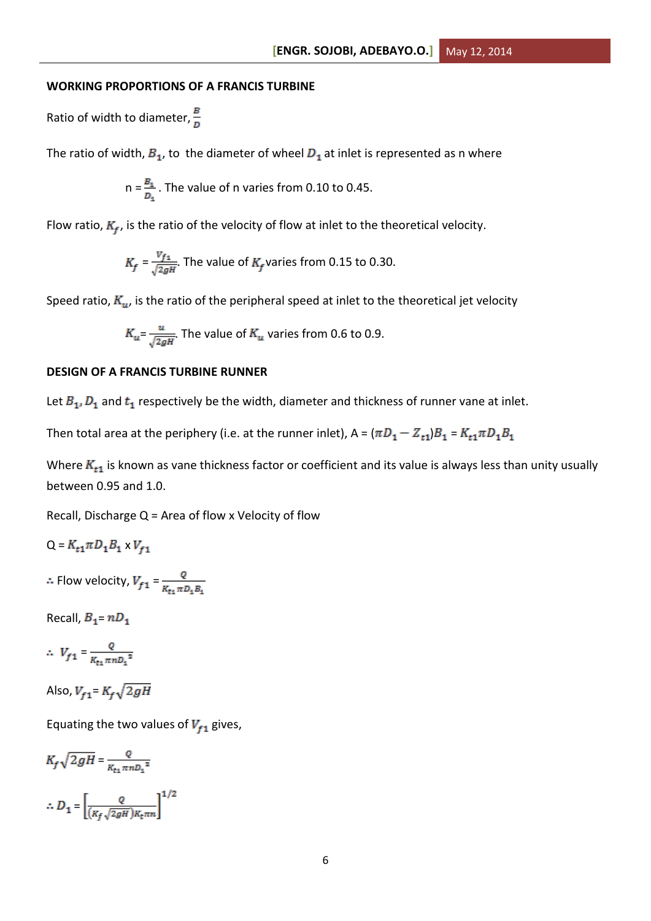**WORKING PROPORTIONS OF A FRANCIS TURBINE**

Ratio of width to diameter, $\frac{B}{D}$

The ratio of width, $B_1$, to the diameter of wheel $D_1$ at inlet is represented as n where

n = $\frac{B_1}{D_1}$. The value of n varies from 0.10 to 0.45.

Flow ratio, $K_f$, is the ratio of the velocity of flow at inlet to the theoretical velocity.

$K_f$ = $\frac{V_{f1}}{\sqrt{2gH}}$. The value of $K_f$ varies from 0.15 to 0.30.

Speed ratio, $K_u$, is the ratio of the peripheral speed at inlet to the theoretical jet velocity

$K_u$= $\frac{u}{\sqrt{2gH}}$. The value of $K_u$ varies from 0.6 to 0.9.

**DESIGN OF A FRANCIS TURBINE RUNNER**

Let $B_1$, $D_1$ and $t_1$ respectively be the width, diameter and thickness of runner vane at inlet.

Then total area at the periphery (i.e. at the runner inlet), A = $(\pi D_1 - Z_{t1})B_1$ = $K_{t1}\pi D_1 B_1$

Where $K_{t1}$ is known as vane thickness factor or coefficient and its value is always less than unity usually between 0.95 and 1.0.

Recall, Discharge Q = Area of flow x Velocity of flow

Q = $K_{t1}\pi D_1 B_1$ x $V_{f1}$

∴ Flow velocity, $V_{f1}$ = $\frac{Q}{K_{t1}\pi D_1 B_1}$

Recall, $B_1$= $nD_1$

∴ $V_{f1}$ = $\frac{Q}{K_{t1}\pi n D_1^{\,2}}$

Also, $V_{f1}$= $K_f\sqrt{2gH}$

Equating the two values of $V_{f1}$ gives,

$K_f\sqrt{2gH}$ = $\frac{Q}{K_{t1}\pi n D_1^{\,2}}$

∴ $D_1$ = $\left[\frac{Q}{(K_f\sqrt{2gH})K_t\pi n}\right]^{1/2}$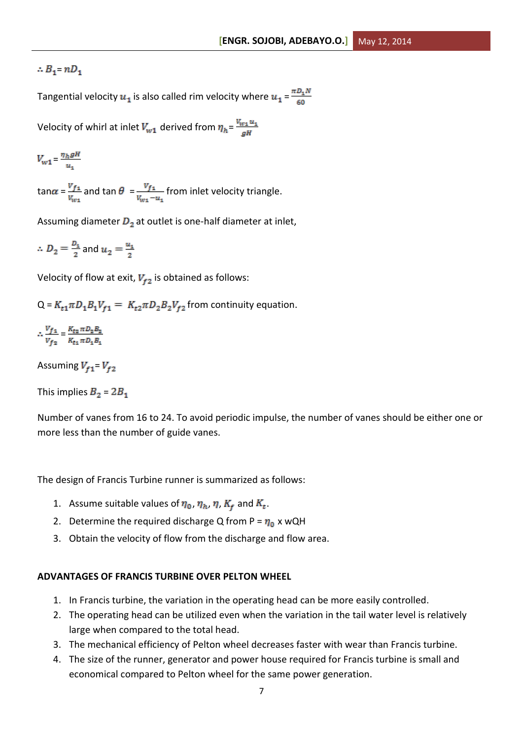$\therefore B_1 = nD_1$

Tangential velocity $u_1$ is also called rim velocity where $u_1 = \frac{\pi D_1 N}{60}$

Velocity of whirl at inlet $V_{w1}$ derived from $\eta_h = \frac{V_{w1} u_1}{gH}$

$V_{w1} = \frac{\eta_h g H}{u_1}$

$\tan\alpha = \frac{V_{f1}}{V_{w1}}$ and $\tan\theta = \frac{V_{f1}}{V_{w1} - u_1}$ from inlet velocity triangle.

Assuming diameter $D_2$ at outlet is one-half diameter at inlet,

$\therefore D_2 = \frac{D_1}{2}$ and $u_2 = \frac{u_1}{2}$

Velocity of flow at exit, $V_{f2}$ is obtained as follows:

Q = $K_{t1}\pi D_1 B_1 V_{f1} = K_{t2}\pi D_2 B_2 V_{f2}$ from continuity equation.

$\therefore \frac{V_{f1}}{V_{f2}} = \frac{K_{t2}\pi D_2 B_2}{K_{t1}\pi D_1 B_1}$

Assuming $V_{f1} = V_{f2}$

This implies $B_2 = 2B_1$

Number of vanes from 16 to 24. To avoid periodic impulse, the number of vanes should be either one or more less than the number of guide vanes.

The design of Francis Turbine runner is summarized as follows:

1. Assume suitable values of $\eta_0$, $\eta_h$, $\eta$, $K_f$ and $K_t$.
2. Determine the required discharge Q from P = $\eta_0$ x wQH
3. Obtain the velocity of flow from the discharge and flow area.

**ADVANTAGES OF FRANCIS TURBINE OVER PELTON WHEEL**

1. In Francis turbine, the variation in the operating head can be more easily controlled.
2. The operating head can be utilized even when the variation in the tail water level is relatively large when compared to the total head.
3. The mechanical efficiency of Pelton wheel decreases faster with wear than Francis turbine.
4. The size of the runner, generator and power house required for Francis turbine is small and economical compared to Pelton wheel for the same power generation.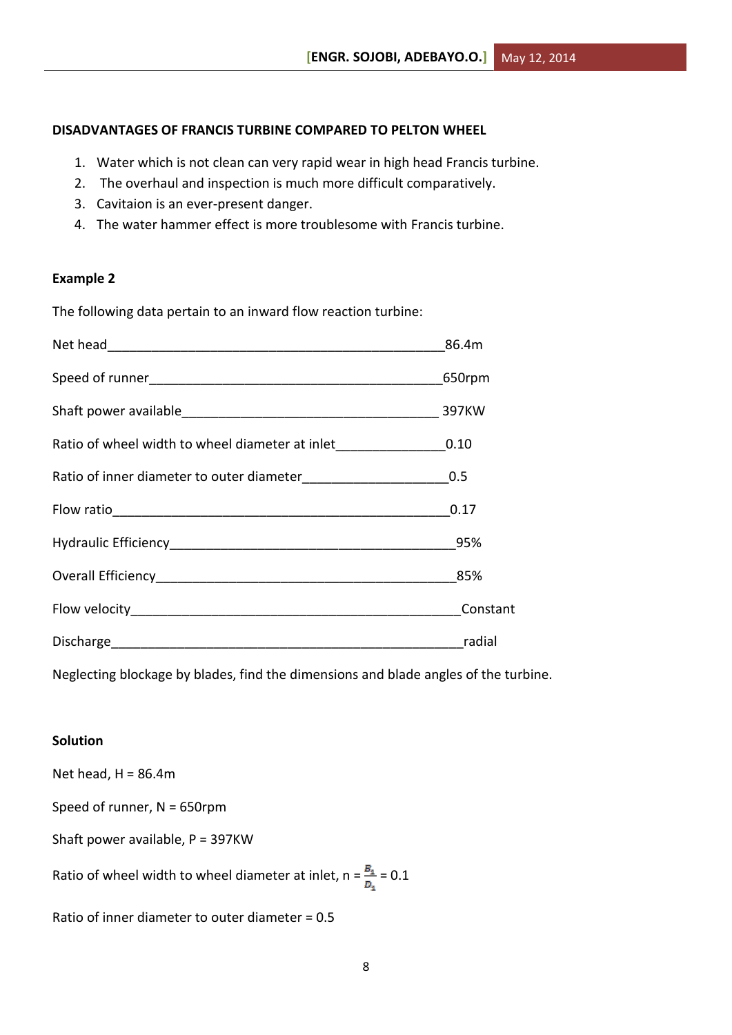**DISADVANTAGES OF FRANCIS TURBINE COMPARED TO PELTON WHEEL**

1. Water which is not clean can very rapid wear in high head Francis turbine.
2. The overhaul and inspection is much more difficult comparatively.
3. Cavitaion is an ever-present danger.
4. The water hammer effect is more troublesome with Francis turbine.

**Example 2**

The following data pertain to an inward flow reaction turbine:

Net head________________________________________________86.4m

Speed of runner_________________________________________650rpm

Shaft power available____________________________________ 397KW

Ratio of wheel width to wheel diameter at inlet_______________0.10

Ratio of inner diameter to outer diameter____________________0.5

Flow ratio_______________________________________________0.17

Hydraulic Efficiency______________________________________95%

Overall Efficiency_________________________________________85%

Flow velocity_____________________________________________Constant

Discharge________________________________________________radial

Neglecting blockage by blades, find the dimensions and blade angles of the turbine.

**Solution**

Net head, H = 86.4m

Speed of runner, N = 650rpm

Shaft power available, P = 397KW

Ratio of wheel width to wheel diameter at inlet, n = $\frac{B_1}{D_1}$ = 0.1

Ratio of inner diameter to outer diameter = 0.5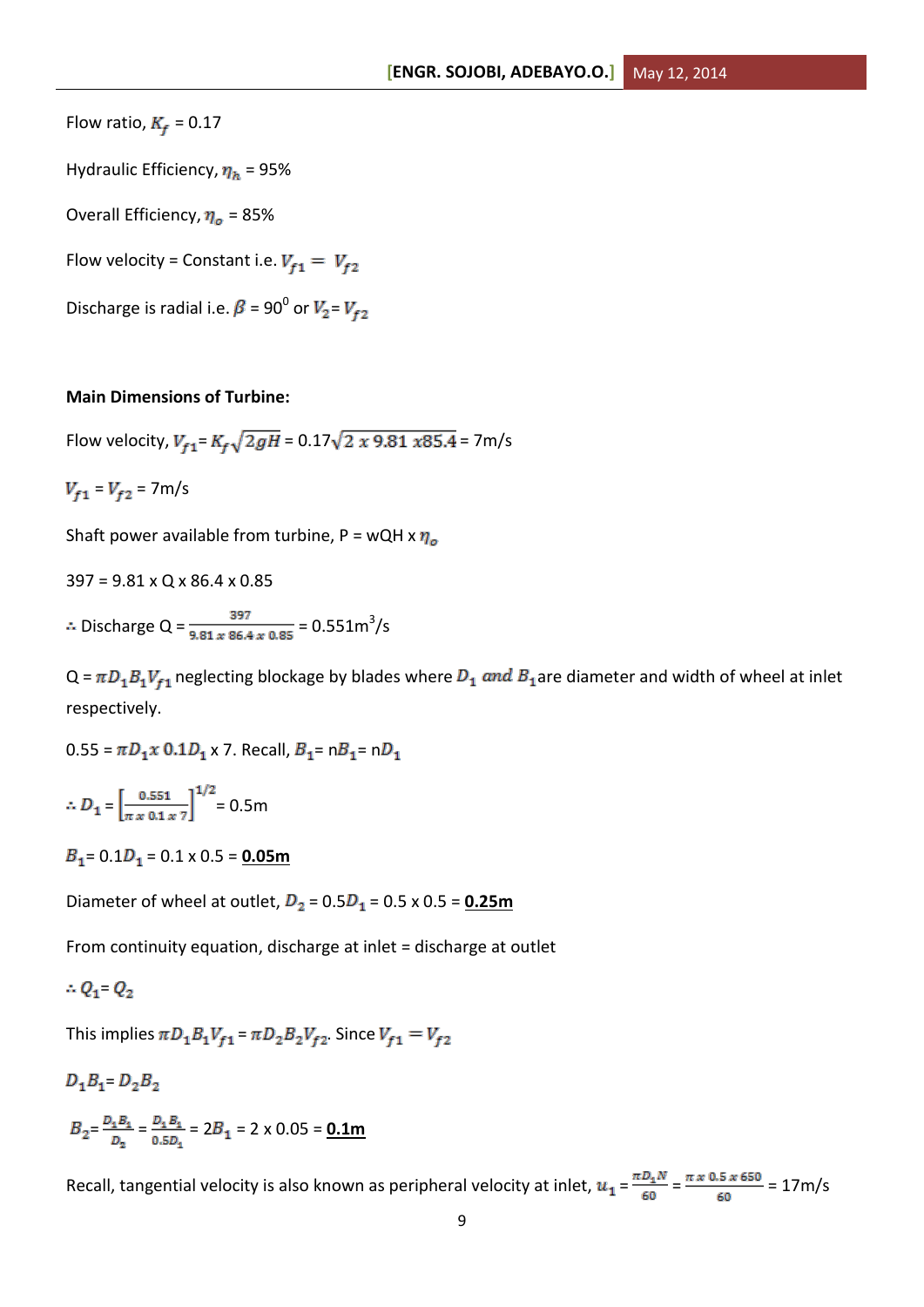Flow ratio, $K_f$ = 0.17

Hydraulic Efficiency, $\eta_h$ = 95%

Overall Efficiency, $\eta_o$ = 85%

Flow velocity = Constant i.e. $V_{f1} = V_{f2}$

Discharge is radial i.e. $\beta$ = 90$^0$ or $V_2 = V_{f2}$

**Main Dimensions of Turbine:**

Flow velocity, $V_{f1} = K_f\sqrt{2gH} = 0.17\sqrt{2 \: x \: 9.81 \: x 85.4}$ = 7m/s

$V_{f1} = V_{f2}$ = 7m/s

Shaft power available from turbine, P = wQH x $\eta_o$

397 = 9.81 x Q x 86.4 x 0.85

∴ Discharge Q = $\frac{397}{9.81 \: x \: 86.4 \: x \: 0.85}$ = 0.551m$^3$/s

Q = $\pi D_1 B_1 V_{f1}$ neglecting blockage by blades where $D_1$ *and* $B_1$ are diameter and width of wheel at inlet respectively.

0.55 = $\pi D_1 x \: 0.1 D_1$ x 7. Recall, $B_1$= n$B_1$= n$D_1$

$\therefore D_1 = \left[\frac{0.551}{\pi \: x \: 0.1 \: x \: 7}\right]^{1/2}$ = 0.5m

$B_1$= 0.1$D_1$ = 0.1 x 0.5 = **0.05m**

Diameter of wheel at outlet, $D_2$ = 0.5$D_1$ = 0.5 x 0.5 = **0.25m**

From continuity equation, discharge at inlet = discharge at outlet

$\therefore Q_1 = Q_2$

This implies $\pi D_1 B_1 V_{f1} = \pi D_2 B_2 V_{f2}$. Since $V_{f1} = V_{f2}$

$D_1 B_1 = D_2 B_2$

$B_2 = \frac{D_1 B_1}{D_2} = \frac{D_1 B_1}{0.5 D_1}$ = 2$B_1$ = 2 x 0.05 = **0.1m**

Recall, tangential velocity is also known as peripheral velocity at inlet, $u_1 = \frac{\pi D_1 N}{60} = \frac{\pi \: x \: 0.5 \: x \: 650}{60}$ = 17m/s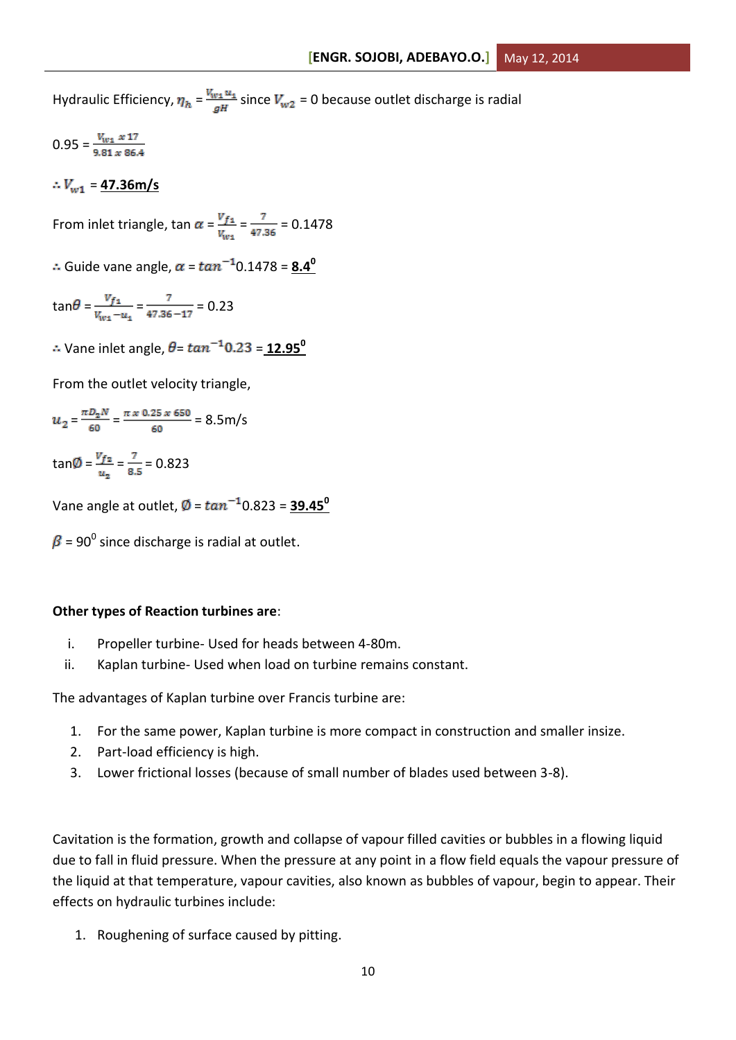Hydraulic Efficiency, $\eta_h = \frac{V_{w1} u_1}{gH}$ since $V_{w2}$ = 0 because outlet discharge is radial

$0.95 = \frac{V_{w1} \times 17}{9.81 \times 86.4}$

$\therefore V_{w1}$ = **47.36m/s**

From inlet triangle, $\tan \alpha = \frac{V_{f1}}{V_{w1}} = \frac{7}{47.36} = 0.1478$

$\therefore$ Guide vane angle, $\alpha = \tan^{-1} 0.1478$ = **8.4$^0$**

$\tan\theta = \frac{V_{f1}}{V_{w1} - u_1} = \frac{7}{47.36 - 17} = 0.23$

$\therefore$ Vane inlet angle, $\theta = \tan^{-1} 0.23$ = **12.95$^0$**

From the outlet velocity triangle,

$u_2 = \frac{\pi D_2 N}{60} = \frac{\pi \times 0.25 \times 650}{60}$ = 8.5m/s

$\tan\phi = \frac{V_{f2}}{u_2} = \frac{7}{8.5} = 0.823$

Vane angle at outlet, $\phi = \tan^{-1} 0.823$ = **39.45$^0$**

$\beta$ = 90$^0$ since discharge is radial at outlet.

**Other types of Reaction turbines are**:

i. Propeller turbine- Used for heads between 4-80m.
ii. Kaplan turbine- Used when load on turbine remains constant.

The advantages of Kaplan turbine over Francis turbine are:

1. For the same power, Kaplan turbine is more compact in construction and smaller insize.
2. Part-load efficiency is high.
3. Lower frictional losses (because of small number of blades used between 3-8).

Cavitation is the formation, growth and collapse of vapour filled cavities or bubbles in a flowing liquid due to fall in fluid pressure. When the pressure at any point in a flow field equals the vapour pressure of the liquid at that temperature, vapour cavities, also known as bubbles of vapour, begin to appear. Their effects on hydraulic turbines include:

1. Roughening of surface caused by pitting.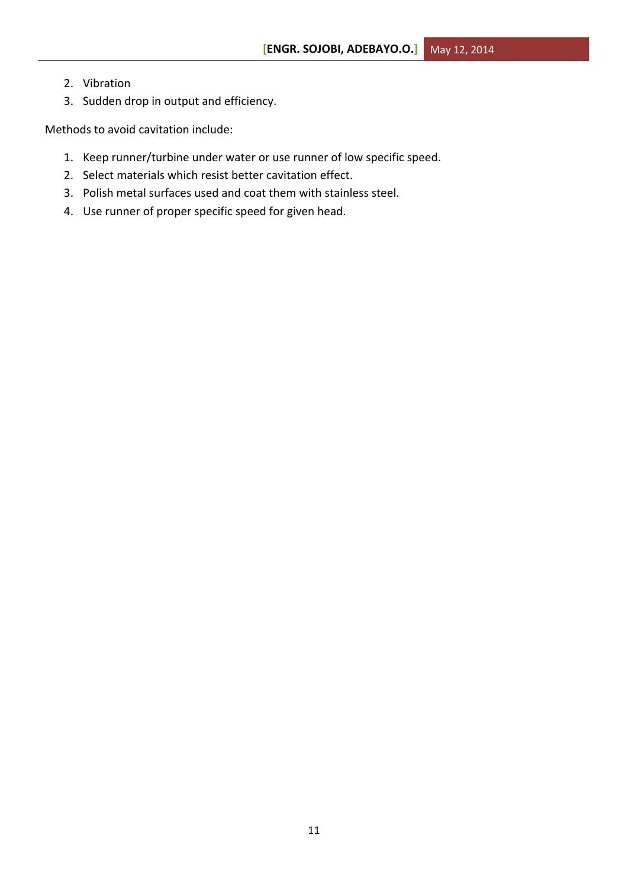2. Vibration
3. Sudden drop in output and efficiency.

Methods to avoid cavitation include:

1. Keep runner/turbine under water or use runner of low specific speed.
2. Select materials which resist better cavitation effect.
3. Polish metal surfaces used and coat them with stainless steel.
4. Use runner of proper specific speed for given head.